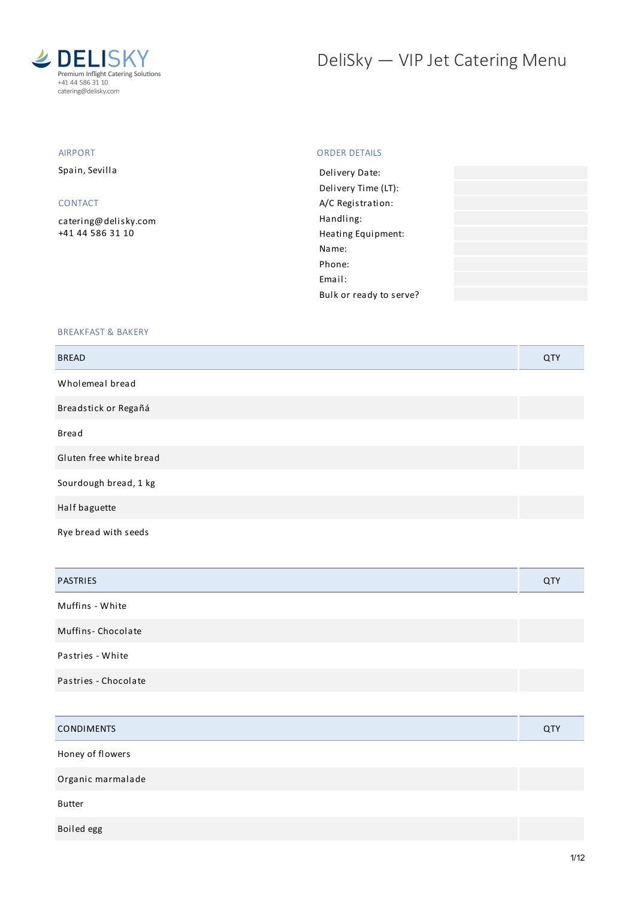DELISKY
Premium Inflight Catering Solutions
+41 44 586 31 10
catering@delisky.com

# DeliSky — VIP Jet Catering Menu

## AIRPORT

Spain, Sevilla

## CONTACT

catering@delisky.com
+41 44 586 31 10

## ORDER DETAILS

| | |
|---|---|
| Delivery Date: | |
| Delivery Time (LT): | |
| A/C Registration: | |
| Handling: | |
| Heating Equipment: | |
| Name: | |
| Phone: | |
| Email: | |
| Bulk or ready to serve? | |

## BREAKFAST & BAKERY

| BREAD | QTY |
|---|---|
| Wholemeal bread | |
| Breadstick or Regañá | |
| Bread | |
| Gluten free white bread | |
| Sourdough bread, 1 kg | |
| Half baguette | |
| Rye bread with seeds | |

| PASTRIES | QTY |
|---|---|
| Muffins - White | |
| Muffins- Chocolate | |
| Pastries - White | |
| Pastries - Chocolate | |

| CONDIMENTS | QTY |
|---|---|
| Honey of flowers | |
| Organic marmalade | |
| Butter | |
| Boiled egg | |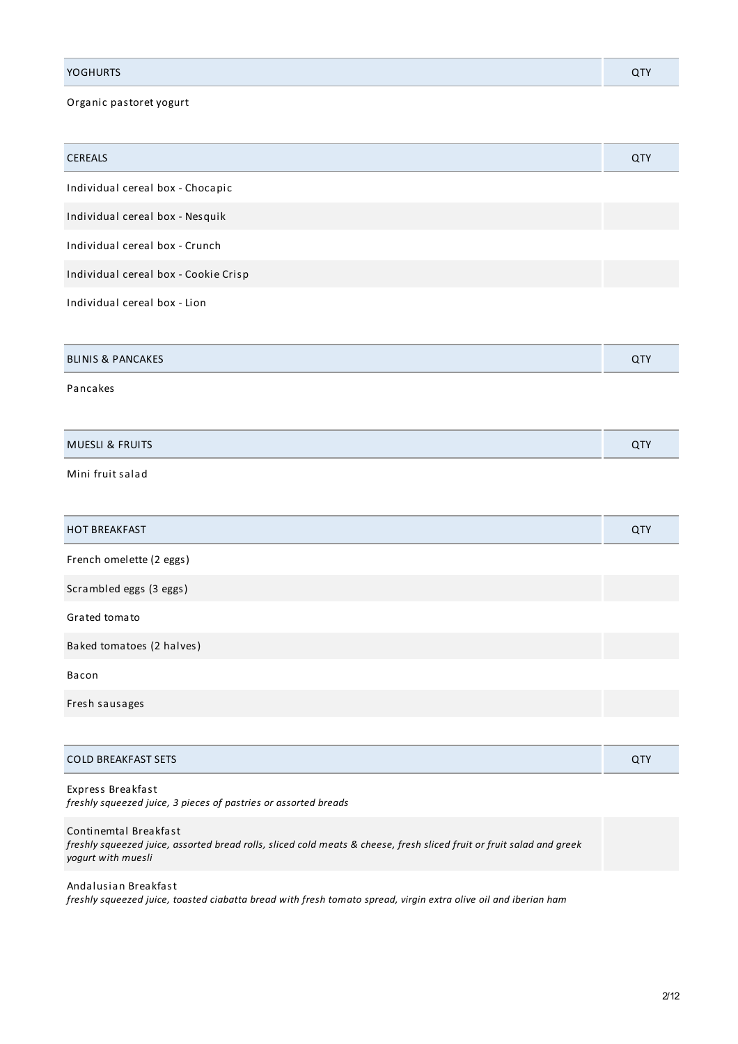| YOGHURTS | QTY |
|---|---|
| Organic pastoret yogurt | |

| CEREALS | QTY |
|---|---|
| Individual cereal box - Chocapic | |
| Individual cereal box - Nesquik | |
| Individual cereal box - Crunch | |
| Individual cereal box - Cookie Crisp | |
| Individual cereal box - Lion | |

| BLINIS & PANCAKES | QTY |
|---|---|
| Pancakes | |

| MUESLI & FRUITS | QTY |
|---|---|
| Mini fruit salad | |

| HOT BREAKFAST | QTY |
|---|---|
| French omelette (2 eggs) | |
| Scrambled eggs (3 eggs) | |
| Grated tomato | |
| Baked tomatoes (2 halves) | |
| Bacon | |
| Fresh sausages | |

| COLD BREAKFAST SETS | QTY |
|---|---|
| Express Breakfast<br>*freshly squeezed juice, 3 pieces of pastries or assorted breads* | |
| Continemtal Breakfast<br>*freshly squeezed juice, assorted bread rolls, sliced cold meats & cheese, fresh sliced fruit or fruit salad and greek yogurt with muesli* | |
| Andalusian Breakfast<br>*freshly squeezed juice, toasted ciabatta bread with fresh tomato spread, virgin extra olive oil and iberian ham* | |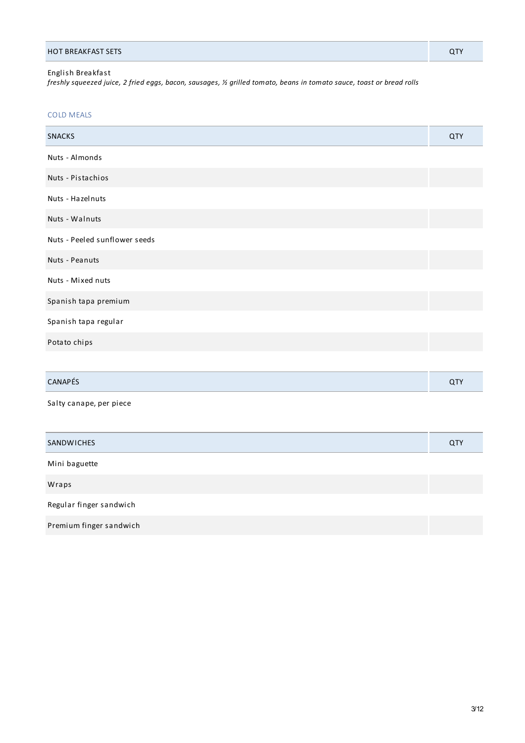| HOT BREAKFAST SETS | QTY |
| --- | --- |
| English Breakfast<br>*freshly squeezed juice, 2 fried eggs, bacon, sausages, ½ grilled tomato, beans in tomato sauce, toast or bread rolls* | |

## COLD MEALS

| SNACKS | QTY |
| --- | --- |
| Nuts - Almonds | |
| Nuts - Pistachios | |
| Nuts - Hazelnuts | |
| Nuts - Walnuts | |
| Nuts - Peeled sunflower seeds | |
| Nuts - Peanuts | |
| Nuts - Mixed nuts | |
| Spanish tapa premium | |
| Spanish tapa regular | |
| Potato chips | |

| CANAPÉS | QTY |
| --- | --- |
| Salty canape, per piece | |

| SANDWICHES | QTY |
| --- | --- |
| Mini baguette | |
| Wraps | |
| Regular finger sandwich | |
| Premium finger sandwich | |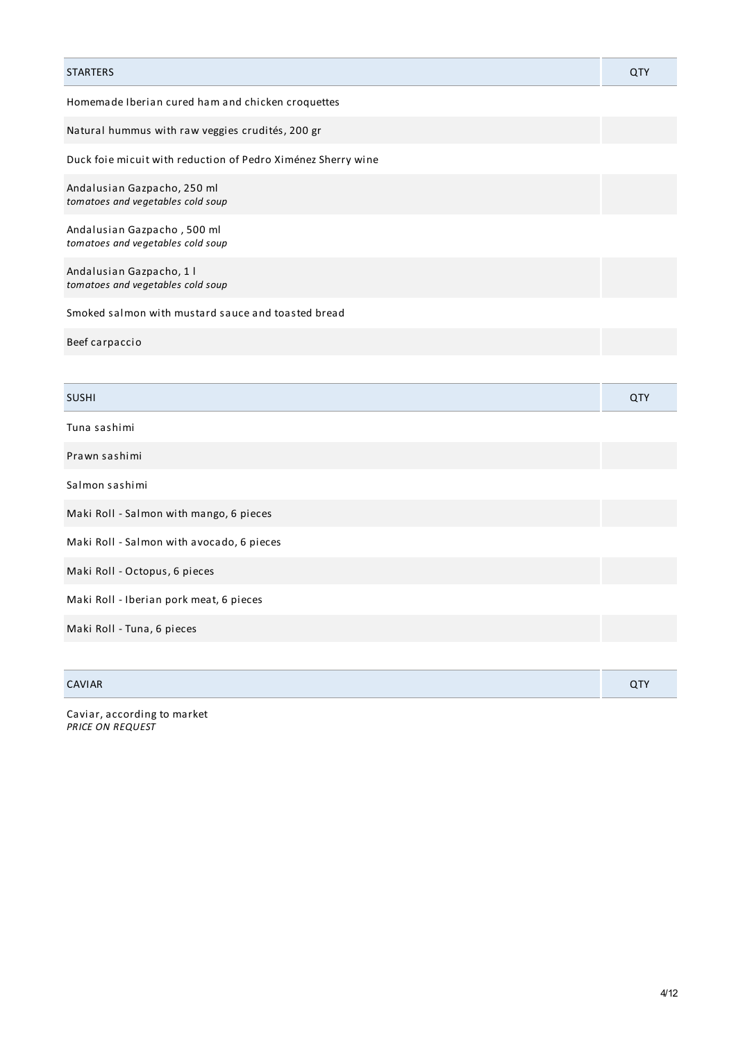| STARTERS | QTY |
| --- | --- |
| Homemade Iberian cured ham and chicken croquettes | |
| Natural hummus with raw veggies crudités, 200 gr | |
| Duck foie micuit with reduction of Pedro Ximénez Sherry wine | |
| Andalusian Gazpacho, 250 ml<br>*tomatoes and vegetables cold soup* | |
| Andalusian Gazpacho , 500 ml<br>*tomatoes and vegetables cold soup* | |
| Andalusian Gazpacho, 1 l<br>*tomatoes and vegetables cold soup* | |
| Smoked salmon with mustard sauce and toasted bread | |
| Beef carpaccio | |

| SUSHI | QTY |
| --- | --- |
| Tuna sashimi | |
| Prawn sashimi | |
| Salmon sashimi | |
| Maki Roll - Salmon with mango, 6 pieces | |
| Maki Roll - Salmon with avocado, 6 pieces | |
| Maki Roll - Octopus, 6 pieces | |
| Maki Roll - Iberian pork meat, 6 pieces | |
| Maki Roll - Tuna, 6 pieces | |

| CAVIAR | QTY |
| --- | --- |
| Caviar, according to market<br>*PRICE ON REQUEST* | |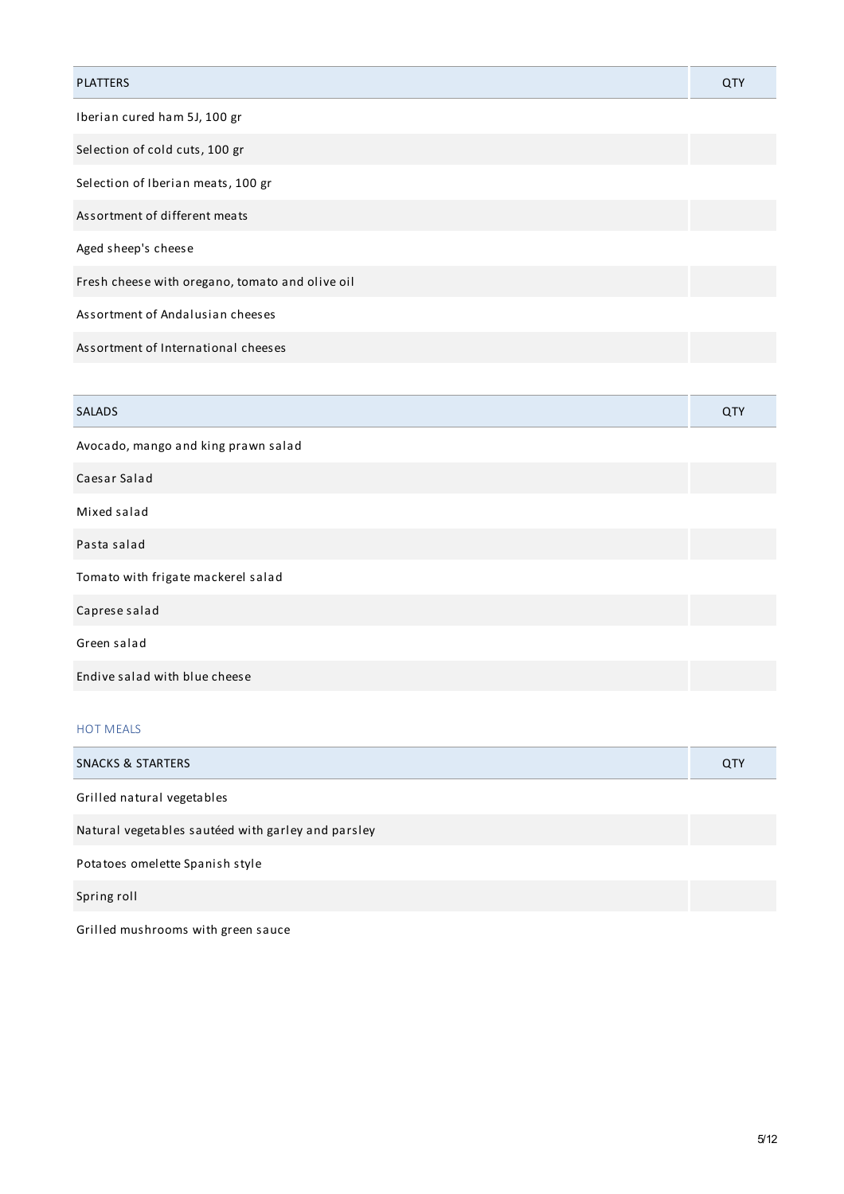| PLATTERS | QTY |
| --- | --- |
| Iberian cured ham 5J, 100 gr | |
| Selection of cold cuts, 100 gr | |
| Selection of Iberian meats, 100 gr | |
| Assortment of different meats | |
| Aged sheep's cheese | |
| Fresh cheese with oregano, tomato and olive oil | |
| Assortment of Andalusian cheeses | |
| Assortment of International cheeses | |

| SALADS | QTY |
| --- | --- |
| Avocado, mango and king prawn salad | |
| Caesar Salad | |
| Mixed salad | |
| Pasta salad | |
| Tomato with frigate mackerel salad | |
| Caprese salad | |
| Green salad | |
| Endive salad with blue cheese | |

## HOT MEALS

| SNACKS & STARTERS | QTY |
| --- | --- |
| Grilled natural vegetables | |
| Natural vegetables sautéed with garley and parsley | |
| Potatoes omelette Spanish style | |
| Spring roll | |
| Grilled mushrooms with green sauce | |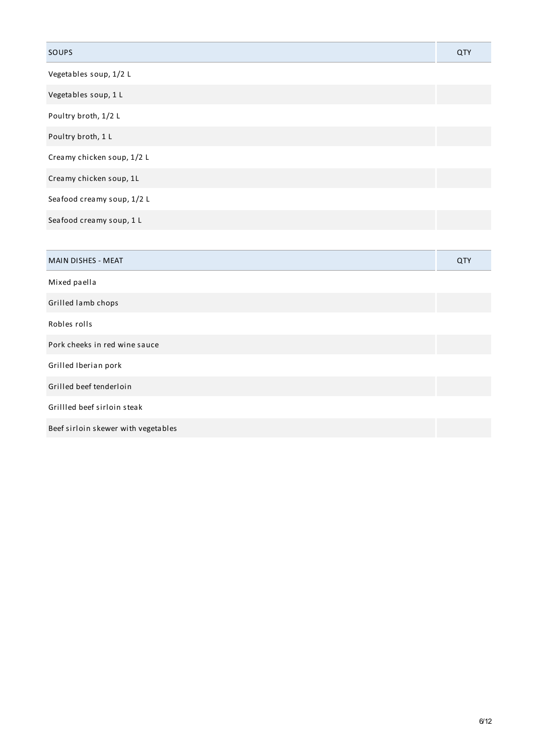| SOUPS | QTY |
|---|---|
| Vegetables soup, 1/2 L | |
| Vegetables soup, 1 L | |
| Poultry broth, 1/2 L | |
| Poultry broth, 1 L | |
| Creamy chicken soup, 1/2 L | |
| Creamy chicken soup, 1L | |
| Seafood creamy soup, 1/2 L | |
| Seafood creamy soup, 1 L | |

| MAIN DISHES - MEAT | QTY |
|---|---|
| Mixed paella | |
| Grilled lamb chops | |
| Robles rolls | |
| Pork cheeks in red wine sauce | |
| Grilled Iberian pork | |
| Grilled beef tenderloin | |
| Grillled beef sirloin steak | |
| Beef sirloin skewer with vegetables | |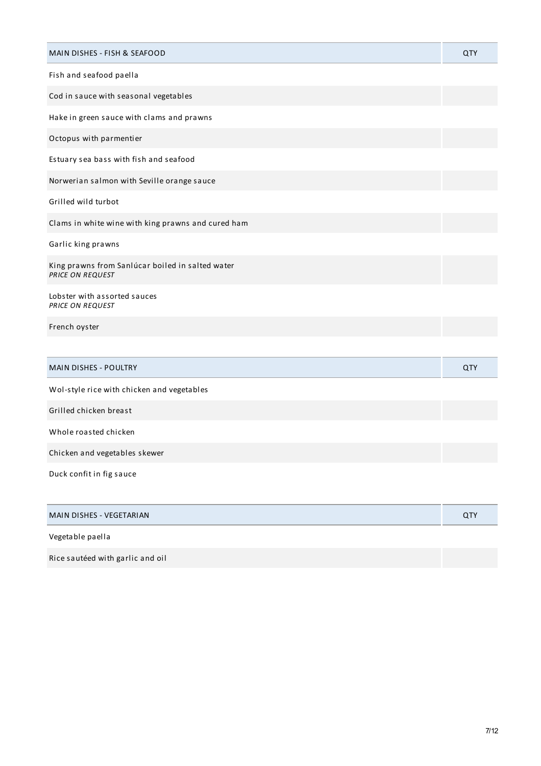| MAIN DISHES - FISH & SEAFOOD | QTY |
| --- | --- |
| Fish and seafood paella | |
| Cod in sauce with seasonal vegetables | |
| Hake in green sauce with clams and prawns | |
| Octopus with parmentier | |
| Estuary sea bass with fish and seafood | |
| Norwerian salmon with Seville orange sauce | |
| Grilled wild turbot | |
| Clams in white wine with king prawns and cured ham | |
| Garlic king prawns | |
| King prawns from Sanlúcar boiled in salted water<br>*PRICE ON REQUEST* | |
| Lobster with assorted sauces<br>*PRICE ON REQUEST* | |
| French oyster | |

| MAIN DISHES - POULTRY | QTY |
| --- | --- |
| Wol-style rice with chicken and vegetables | |
| Grilled chicken breast | |
| Whole roasted chicken | |
| Chicken and vegetables skewer | |
| Duck confit in fig sauce | |

| MAIN DISHES - VEGETARIAN | QTY |
| --- | --- |
| Vegetable paella | |
| Rice sautéed with garlic and oil | |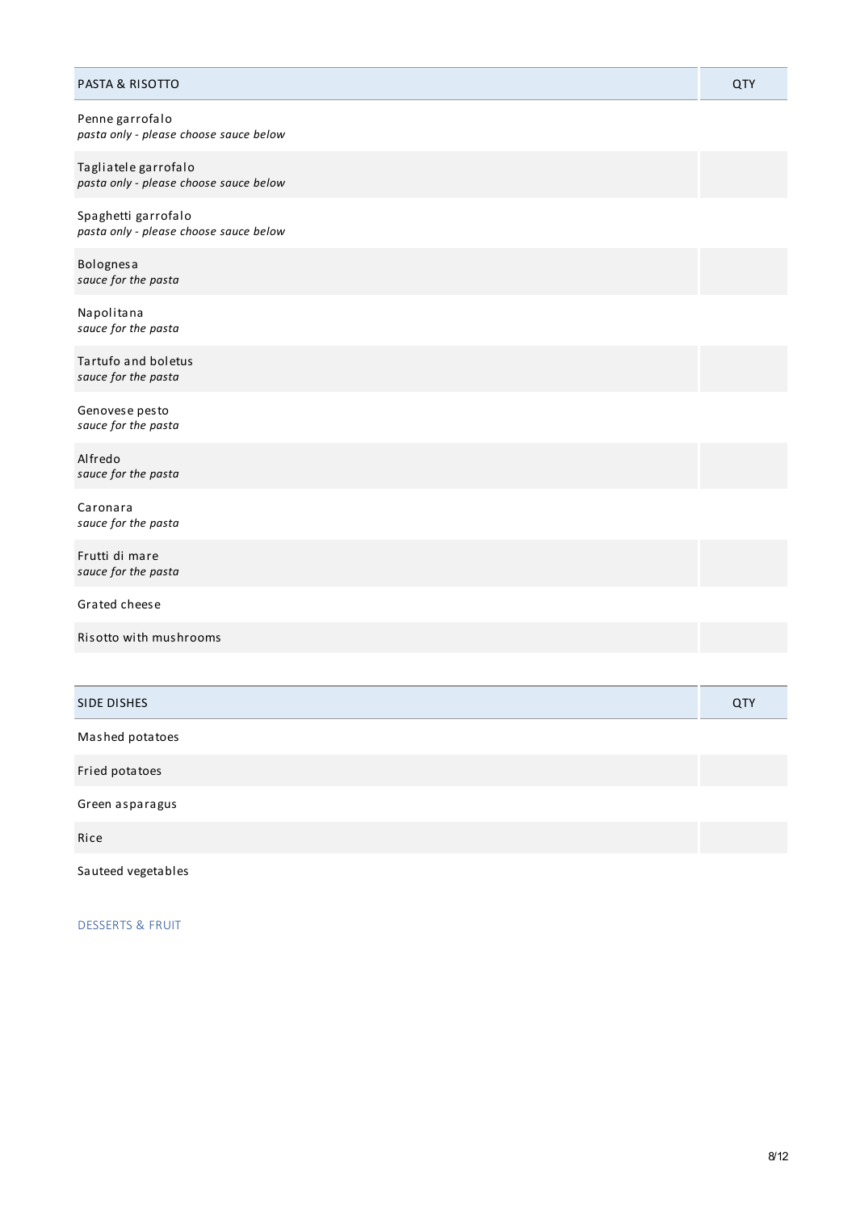| PASTA & RISOTTO | QTY |
| --- | --- |
| Penne garrofalo<br>*pasta only - please choose sauce below* | |
| Tagliatele garrofalo<br>*pasta only - please choose sauce below* | |
| Spaghetti garrofalo<br>*pasta only - please choose sauce below* | |
| Bolognesa<br>*sauce for the pasta* | |
| Napolitana<br>*sauce for the pasta* | |
| Tartufo and boletus<br>*sauce for the pasta* | |
| Genovese pesto<br>*sauce for the pasta* | |
| Alfredo<br>*sauce for the pasta* | |
| Caronara<br>*sauce for the pasta* | |
| Frutti di mare<br>*sauce for the pasta* | |
| Grated cheese | |
| Risotto with mushrooms | |

| SIDE DISHES | QTY |
| --- | --- |
| Mashed potatoes | |
| Fried potatoes | |
| Green asparagus | |
| Rice | |
| Sauteed vegetables | |

DESSERTS & FRUIT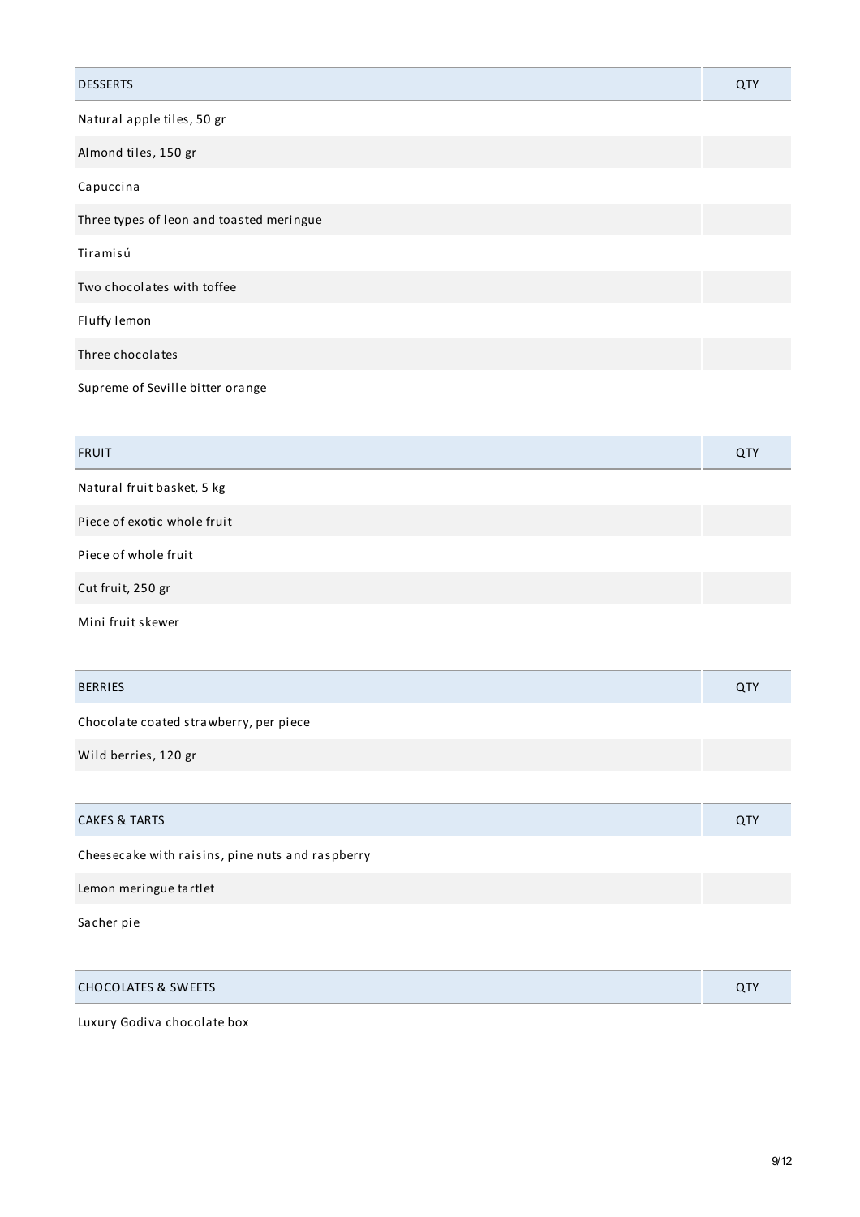| DESSERTS | QTY |
| --- | --- |
| Natural apple tiles, 50 gr | |
| Almond tiles, 150 gr | |
| Capuccina | |
| Three types of leon and toasted meringue | |
| Tiramisú | |
| Two chocolates with toffee | |
| Fluffy lemon | |
| Three chocolates | |
| Supreme of Seville bitter orange | |

| FRUIT | QTY |
| --- | --- |
| Natural fruit basket, 5 kg | |
| Piece of exotic whole fruit | |
| Piece of whole fruit | |
| Cut fruit, 250 gr | |
| Mini fruit skewer | |

| BERRIES | QTY |
| --- | --- |
| Chocolate coated strawberry, per piece | |
| Wild berries, 120 gr | |

| CAKES & TARTS | QTY |
| --- | --- |
| Cheesecake with raisins, pine nuts and raspberry | |
| Lemon meringue tartlet | |
| Sacher pie | |

| CHOCOLATES & SWEETS | QTY |
| --- | --- |
| Luxury Godiva chocolate box | |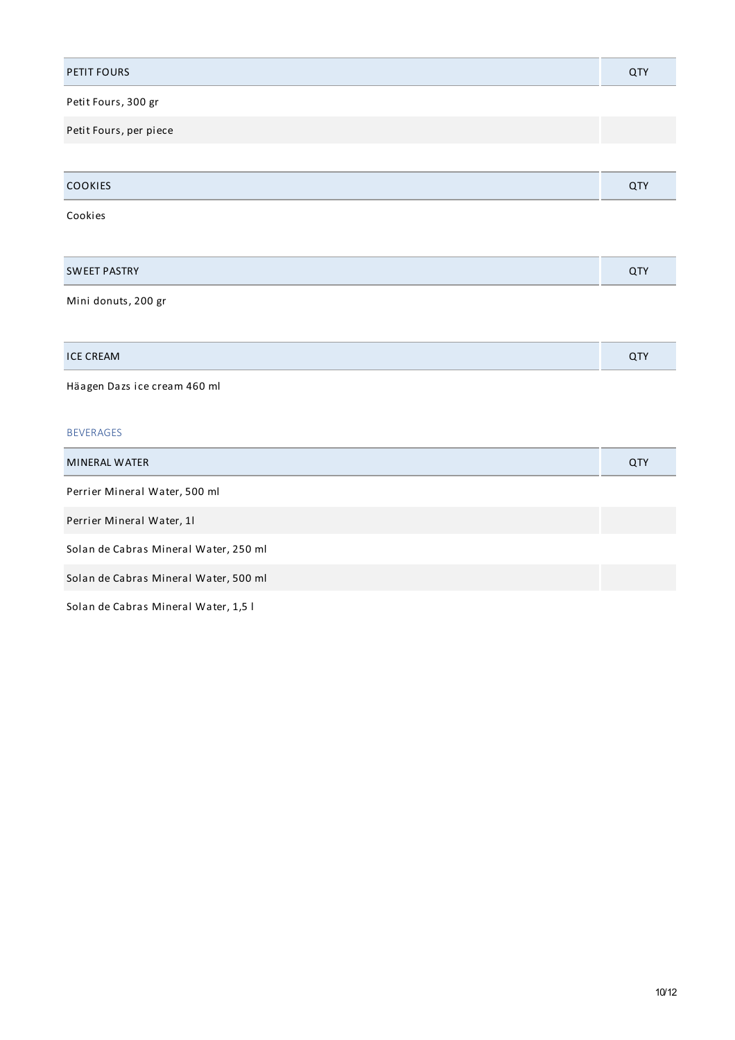| PETIT FOURS | QTY |
| --- | --- |
| Petit Fours, 300 gr | |
| Petit Fours, per piece | |

| COOKIES | QTY |
| --- | --- |
| Cookies | |

| SWEET PASTRY | QTY |
| --- | --- |
| Mini donuts, 200 gr | |

| ICE CREAM | QTY |
| --- | --- |
| Häagen Dazs ice cream 460 ml | |

## BEVERAGES

| MINERAL WATER | QTY |
| --- | --- |
| Perrier Mineral Water, 500 ml | |
| Perrier Mineral Water, 1l | |
| Solan de Cabras Mineral Water, 250 ml | |
| Solan de Cabras Mineral Water, 500 ml | |
| Solan de Cabras Mineral Water, 1,5 l | |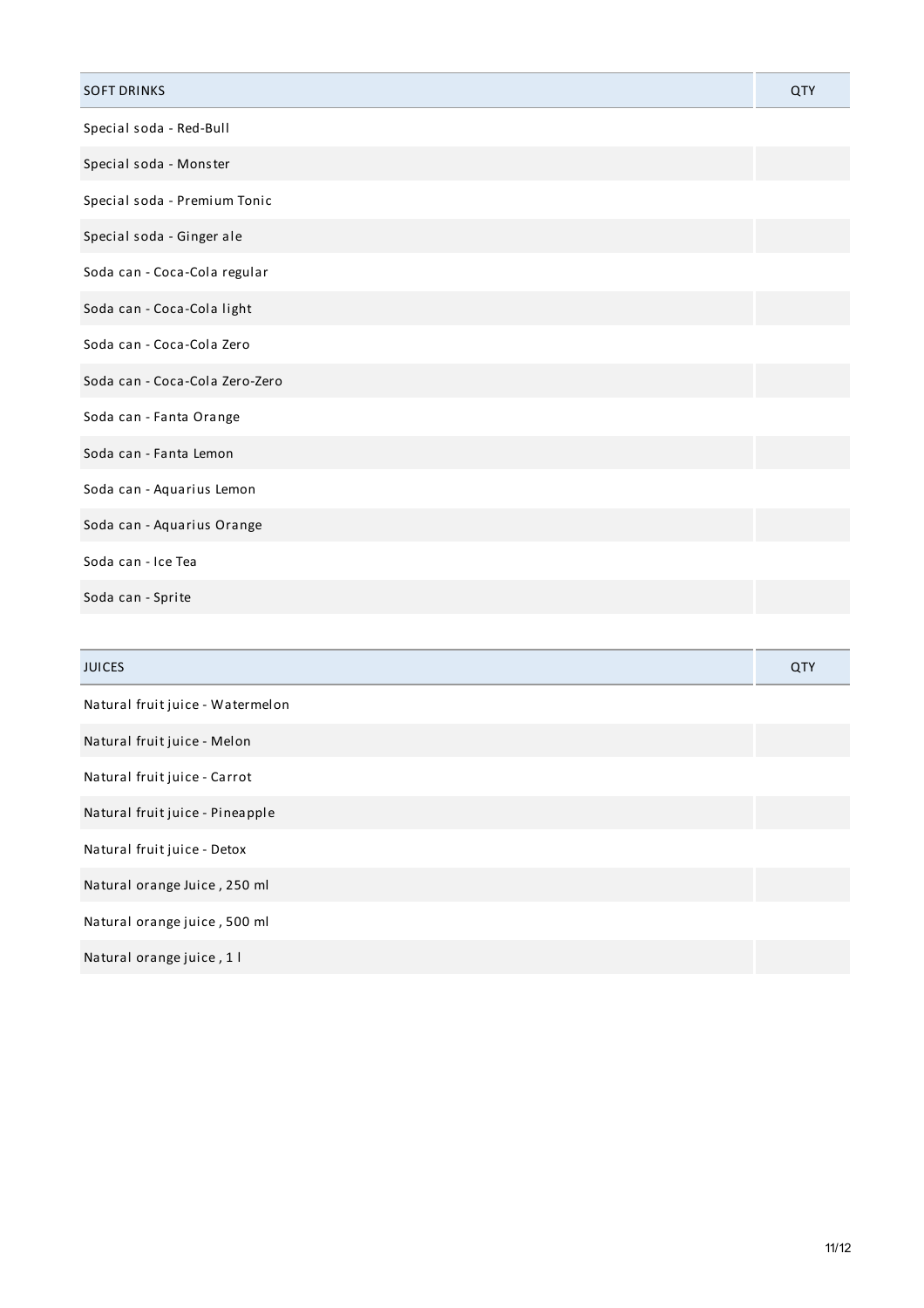| SOFT DRINKS | QTY |
|---|---|
| Special soda - Red-Bull | |
| Special soda - Monster | |
| Special soda - Premium Tonic | |
| Special soda - Ginger ale | |
| Soda can - Coca-Cola regular | |
| Soda can - Coca-Cola light | |
| Soda can - Coca-Cola Zero | |
| Soda can - Coca-Cola Zero-Zero | |
| Soda can - Fanta Orange | |
| Soda can - Fanta Lemon | |
| Soda can - Aquarius Lemon | |
| Soda can - Aquarius Orange | |
| Soda can - Ice Tea | |
| Soda can - Sprite | |

| JUICES | QTY |
|---|---|
| Natural fruit juice - Watermelon | |
| Natural fruit juice - Melon | |
| Natural fruit juice - Carrot | |
| Natural fruit juice - Pineapple | |
| Natural fruit juice - Detox | |
| Natural orange Juice , 250 ml | |
| Natural orange juice , 500 ml | |
| Natural orange juice , 1 l | |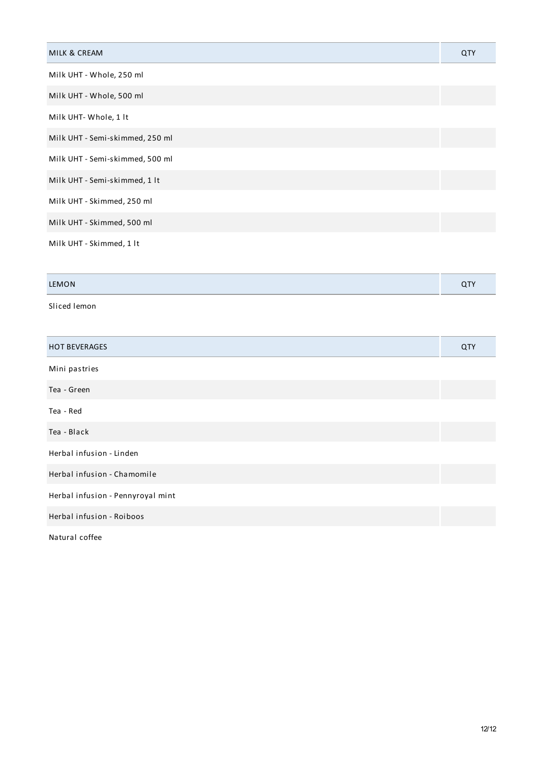| MILK & CREAM | QTY |
| --- | --- |
| Milk UHT - Whole, 250 ml | |
| Milk UHT - Whole, 500 ml | |
| Milk UHT- Whole, 1 lt | |
| Milk UHT - Semi-skimmed, 250 ml | |
| Milk UHT - Semi-skimmed, 500 ml | |
| Milk UHT - Semi-skimmed, 1 lt | |
| Milk UHT - Skimmed, 250 ml | |
| Milk UHT - Skimmed, 500 ml | |
| Milk UHT - Skimmed, 1 lt | |

| LEMON | QTY |
| --- | --- |
| Sliced lemon | |

| HOT BEVERAGES | QTY |
| --- | --- |
| Mini pastries | |
| Tea - Green | |
| Tea - Red | |
| Tea - Black | |
| Herbal infusion - Linden | |
| Herbal infusion - Chamomile | |
| Herbal infusion - Pennyroyal mint | |
| Herbal infusion - Roiboos | |
| Natural coffee | |